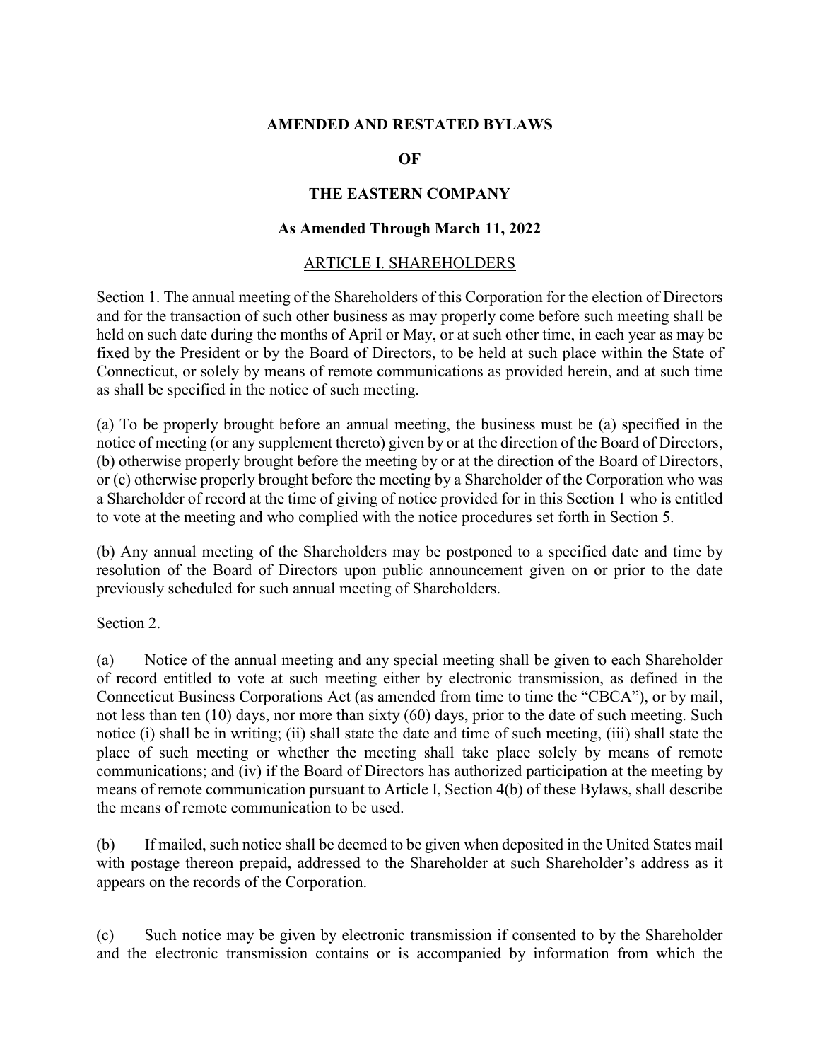# AMENDED AND RESTATED BYLAWS

# OF

# THE EASTERN COMPANY

## As Amended Through March 11, 2022

## ARTICLE I. SHAREHOLDERS

Section 1. The annual meeting of the Shareholders of this Corporation for the election of Directors and for the transaction of such other business as may properly come before such meeting shall be held on such date during the months of April or May, or at such other time, in each year as may be fixed by the President or by the Board of Directors, to be held at such place within the State of Connecticut, or solely by means of remote communications as provided herein, and at such time as shall be specified in the notice of such meeting.

(a) To be properly brought before an annual meeting, the business must be (a) specified in the notice of meeting (or any supplement thereto) given by or at the direction of the Board of Directors, (b) otherwise properly brought before the meeting by or at the direction of the Board of Directors, or (c) otherwise properly brought before the meeting by a Shareholder of the Corporation who was a Shareholder of record at the time of giving of notice provided for in this Section 1 who is entitled to vote at the meeting and who complied with the notice procedures set forth in Section 5.

(b) Any annual meeting of the Shareholders may be postponed to a specified date and time by resolution of the Board of Directors upon public announcement given on or prior to the date previously scheduled for such annual meeting of Shareholders.

Section 2.

(a) Notice of the annual meeting and any special meeting shall be given to each Shareholder of record entitled to vote at such meeting either by electronic transmission, as defined in the Connecticut Business Corporations Act (as amended from time to time the "CBCA"), or by mail, not less than ten (10) days, nor more than sixty (60) days, prior to the date of such meeting. Such notice (i) shall be in writing; (ii) shall state the date and time of such meeting, (iii) shall state the place of such meeting or whether the meeting shall take place solely by means of remote communications; and (iv) if the Board of Directors has authorized participation at the meeting by means of remote communication pursuant to Article I, Section 4(b) of these Bylaws, shall describe the means of remote communication to be used.

(b) If mailed, such notice shall be deemed to be given when deposited in the United States mail with postage thereon prepaid, addressed to the Shareholder at such Shareholder's address as it appears on the records of the Corporation.

(c) Such notice may be given by electronic transmission if consented to by the Shareholder and the electronic transmission contains or is accompanied by information from which the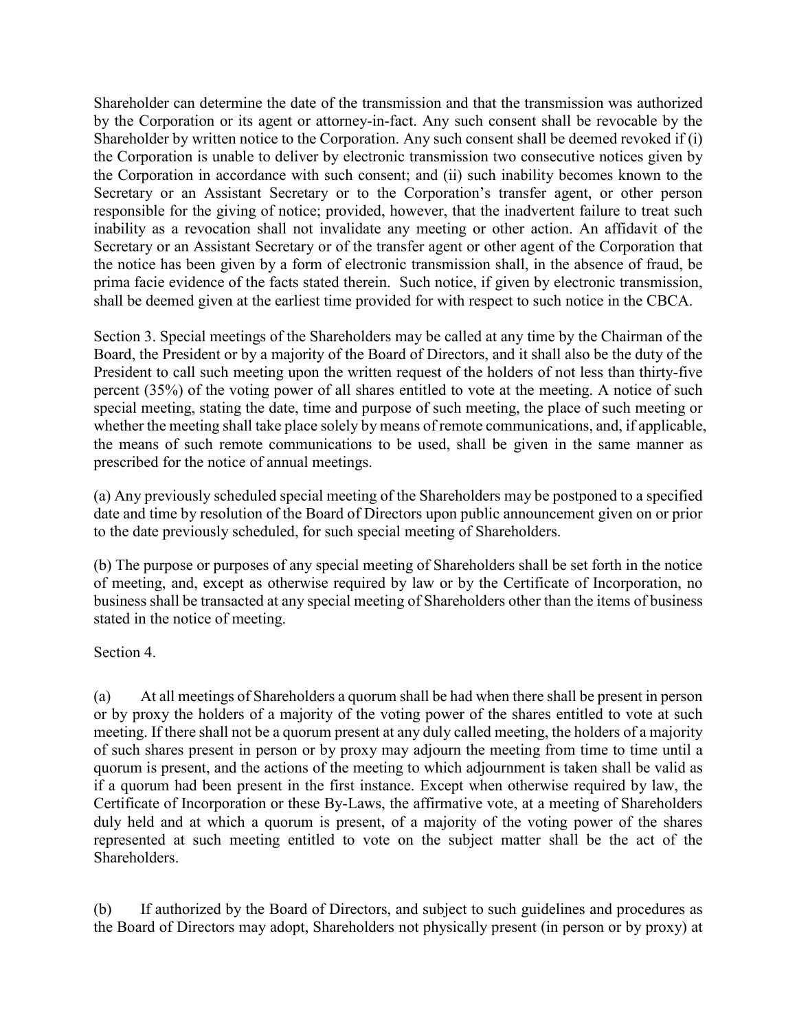Shareholder can determine the date of the transmission and that the transmission was authorized by the Corporation or its agent or attorney-in-fact. Any such consent shall be revocable by the Shareholder by written notice to the Corporation. Any such consent shall be deemed revoked if (i) the Corporation is unable to deliver by electronic transmission two consecutive notices given by the Corporation in accordance with such consent; and (ii) such inability becomes known to the Secretary or an Assistant Secretary or to the Corporation's transfer agent, or other person responsible for the giving of notice; provided, however, that the inadvertent failure to treat such inability as a revocation shall not invalidate any meeting or other action. An affidavit of the Secretary or an Assistant Secretary or of the transfer agent or other agent of the Corporation that the notice has been given by a form of electronic transmission shall, in the absence of fraud, be prima facie evidence of the facts stated therein. Such notice, if given by electronic transmission, shall be deemed given at the earliest time provided for with respect to such notice in the CBCA.

Section 3. Special meetings of the Shareholders may be called at any time by the Chairman of the Board, the President or by a majority of the Board of Directors, and it shall also be the duty of the President to call such meeting upon the written request of the holders of not less than thirty-five percent (35%) of the voting power of all shares entitled to vote at the meeting. A notice of such special meeting, stating the date, time and purpose of such meeting, the place of such meeting or whether the meeting shall take place solely by means of remote communications, and, if applicable, the means of such remote communications to be used, shall be given in the same manner as prescribed for the notice of annual meetings.

(a) Any previously scheduled special meeting of the Shareholders may be postponed to a specified date and time by resolution of the Board of Directors upon public announcement given on or prior to the date previously scheduled, for such special meeting of Shareholders.

(b) The purpose or purposes of any special meeting of Shareholders shall be set forth in the notice of meeting, and, except as otherwise required by law or by the Certificate of Incorporation, no business shall be transacted at any special meeting of Shareholders other than the items of business stated in the notice of meeting.

Section 4.

(a) At all meetings of Shareholders a quorum shall be had when there shall be present in person or by proxy the holders of a majority of the voting power of the shares entitled to vote at such meeting. If there shall not be a quorum present at any duly called meeting, the holders of a majority of such shares present in person or by proxy may adjourn the meeting from time to time until a quorum is present, and the actions of the meeting to which adjournment is taken shall be valid as if a quorum had been present in the first instance. Except when otherwise required by law, the Certificate of Incorporation or these By-Laws, the affirmative vote, at a meeting of Shareholders duly held and at which a quorum is present, of a majority of the voting power of the shares represented at such meeting entitled to vote on the subject matter shall be the act of the Shareholders.

(b) If authorized by the Board of Directors, and subject to such guidelines and procedures as the Board of Directors may adopt, Shareholders not physically present (in person or by proxy) at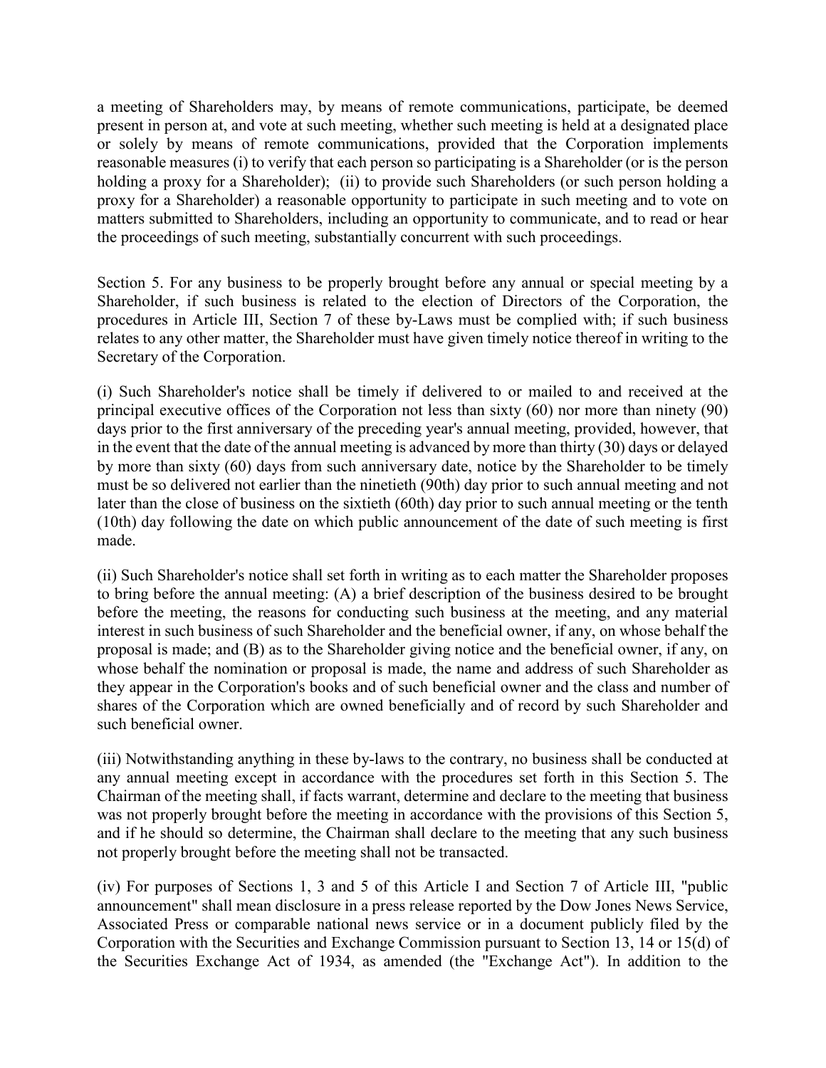a meeting of Shareholders may, by means of remote communications, participate, be deemed present in person at, and vote at such meeting, whether such meeting is held at a designated place or solely by means of remote communications, provided that the Corporation implements reasonable measures (i) to verify that each person so participating is a Shareholder (or is the person holding a proxy for a Shareholder); (ii) to provide such Shareholders (or such person holding a proxy for a Shareholder) a reasonable opportunity to participate in such meeting and to vote on matters submitted to Shareholders, including an opportunity to communicate, and to read or hear the proceedings of such meeting, substantially concurrent with such proceedings.

Section 5. For any business to be properly brought before any annual or special meeting by a Shareholder, if such business is related to the election of Directors of the Corporation, the procedures in Article III, Section 7 of these by-Laws must be complied with; if such business relates to any other matter, the Shareholder must have given timely notice thereof in writing to the Secretary of the Corporation.

(i) Such Shareholder's notice shall be timely if delivered to or mailed to and received at the principal executive offices of the Corporation not less than sixty (60) nor more than ninety (90) days prior to the first anniversary of the preceding year's annual meeting, provided, however, that in the event that the date of the annual meeting is advanced by more than thirty (30) days or delayed by more than sixty (60) days from such anniversary date, notice by the Shareholder to be timely must be so delivered not earlier than the ninetieth (90th) day prior to such annual meeting and not later than the close of business on the sixtieth (60th) day prior to such annual meeting or the tenth (10th) day following the date on which public announcement of the date of such meeting is first made.

(ii) Such Shareholder's notice shall set forth in writing as to each matter the Shareholder proposes to bring before the annual meeting: (A) a brief description of the business desired to be brought before the meeting, the reasons for conducting such business at the meeting, and any material interest in such business of such Shareholder and the beneficial owner, if any, on whose behalf the proposal is made; and (B) as to the Shareholder giving notice and the beneficial owner, if any, on whose behalf the nomination or proposal is made, the name and address of such Shareholder as they appear in the Corporation's books and of such beneficial owner and the class and number of shares of the Corporation which are owned beneficially and of record by such Shareholder and such beneficial owner.

(iii) Notwithstanding anything in these by-laws to the contrary, no business shall be conducted at any annual meeting except in accordance with the procedures set forth in this Section 5. The Chairman of the meeting shall, if facts warrant, determine and declare to the meeting that business was not properly brought before the meeting in accordance with the provisions of this Section 5, and if he should so determine, the Chairman shall declare to the meeting that any such business not properly brought before the meeting shall not be transacted.

(iv) For purposes of Sections 1, 3 and 5 of this Article I and Section 7 of Article III, "public announcement" shall mean disclosure in a press release reported by the Dow Jones News Service, Associated Press or comparable national news service or in a document publicly filed by the Corporation with the Securities and Exchange Commission pursuant to Section 13, 14 or 15(d) of the Securities Exchange Act of 1934, as amended (the "Exchange Act"). In addition to the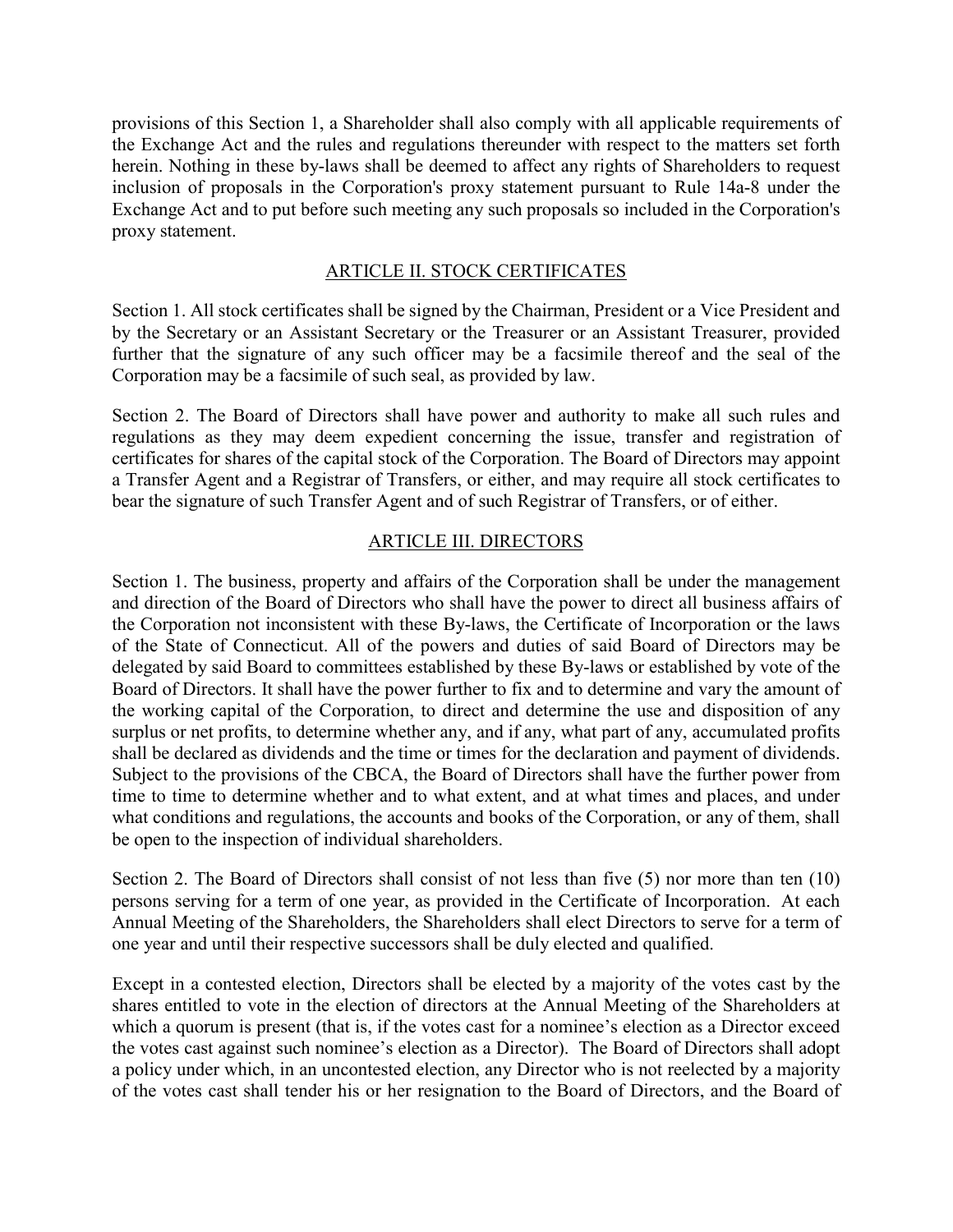provisions of this Section 1, a Shareholder shall also comply with all applicable requirements of the Exchange Act and the rules and regulations thereunder with respect to the matters set forth herein. Nothing in these by-laws shall be deemed to affect any rights of Shareholders to request inclusion of proposals in the Corporation's proxy statement pursuant to Rule 14a-8 under the Exchange Act and to put before such meeting any such proposals so included in the Corporation's proxy statement.

## ARTICLE II. STOCK CERTIFICATES

Section 1. All stock certificates shall be signed by the Chairman, President or a Vice President and by the Secretary or an Assistant Secretary or the Treasurer or an Assistant Treasurer, provided further that the signature of any such officer may be a facsimile thereof and the seal of the Corporation may be a facsimile of such seal, as provided by law.

Section 2. The Board of Directors shall have power and authority to make all such rules and regulations as they may deem expedient concerning the issue, transfer and registration of certificates for shares of the capital stock of the Corporation. The Board of Directors may appoint a Transfer Agent and a Registrar of Transfers, or either, and may require all stock certificates to bear the signature of such Transfer Agent and of such Registrar of Transfers, or of either.

## ARTICLE III. DIRECTORS

Section 1. The business, property and affairs of the Corporation shall be under the management and direction of the Board of Directors who shall have the power to direct all business affairs of the Corporation not inconsistent with these By-laws, the Certificate of Incorporation or the laws of the State of Connecticut. All of the powers and duties of said Board of Directors may be delegated by said Board to committees established by these By-laws or established by vote of the Board of Directors. It shall have the power further to fix and to determine and vary the amount of the working capital of the Corporation, to direct and determine the use and disposition of any surplus or net profits, to determine whether any, and if any, what part of any, accumulated profits shall be declared as dividends and the time or times for the declaration and payment of dividends. Subject to the provisions of the CBCA, the Board of Directors shall have the further power from time to time to determine whether and to what extent, and at what times and places, and under what conditions and regulations, the accounts and books of the Corporation, or any of them, shall be open to the inspection of individual shareholders.

Section 2. The Board of Directors shall consist of not less than five (5) nor more than ten (10) persons serving for a term of one year, as provided in the Certificate of Incorporation. At each Annual Meeting of the Shareholders, the Shareholders shall elect Directors to serve for a term of one year and until their respective successors shall be duly elected and qualified.

Except in a contested election, Directors shall be elected by a majority of the votes cast by the shares entitled to vote in the election of directors at the Annual Meeting of the Shareholders at which a quorum is present (that is, if the votes cast for a nominee's election as a Director exceed the votes cast against such nominee's election as a Director). The Board of Directors shall adopt a policy under which, in an uncontested election, any Director who is not reelected by a majority of the votes cast shall tender his or her resignation to the Board of Directors, and the Board of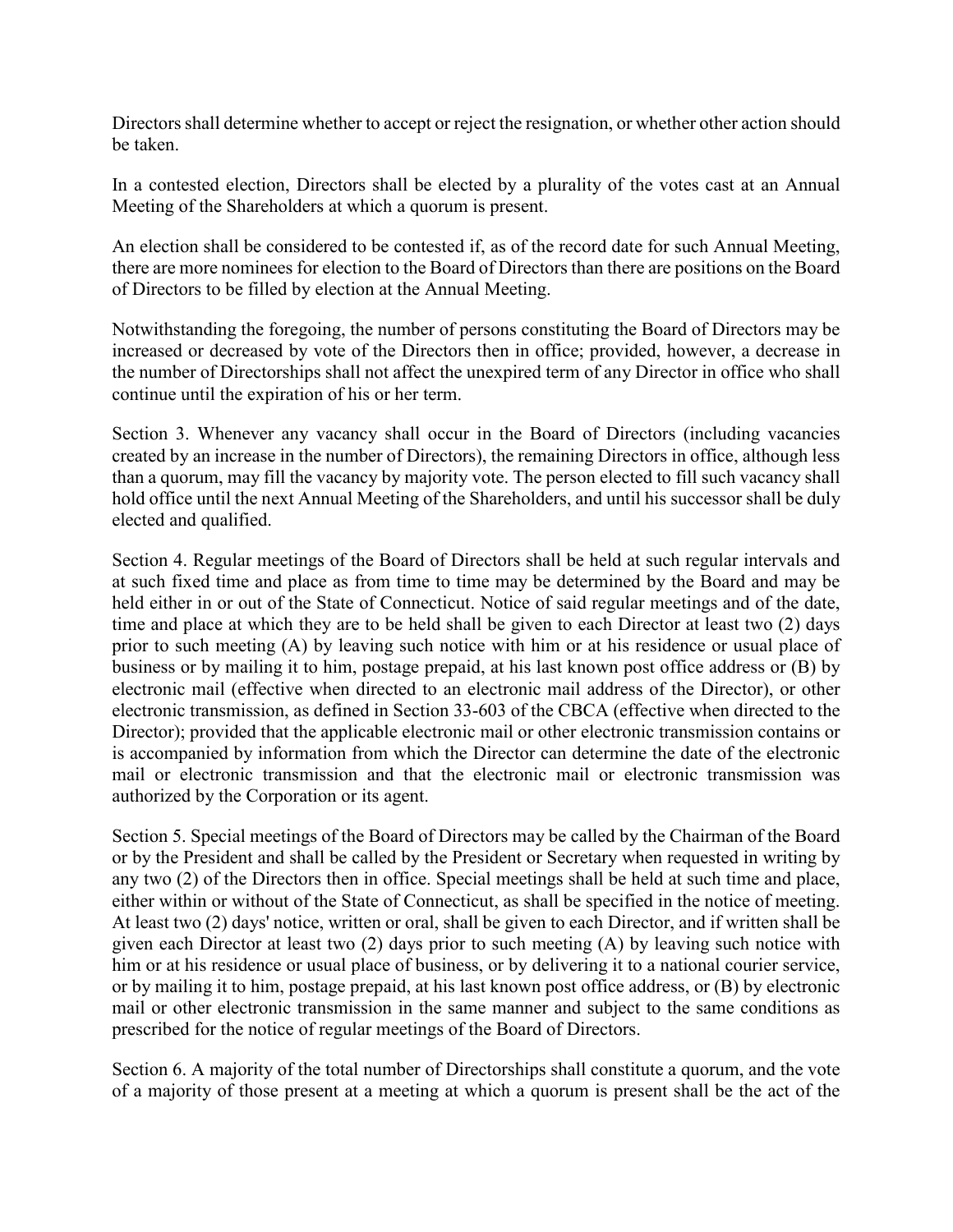Directors shall determine whether to accept or reject the resignation, or whether other action should be taken.

In a contested election, Directors shall be elected by a plurality of the votes cast at an Annual Meeting of the Shareholders at which a quorum is present.

An election shall be considered to be contested if, as of the record date for such Annual Meeting, there are more nominees for election to the Board of Directors than there are positions on the Board of Directors to be filled by election at the Annual Meeting.

Notwithstanding the foregoing, the number of persons constituting the Board of Directors may be increased or decreased by vote of the Directors then in office; provided, however, a decrease in the number of Directorships shall not affect the unexpired term of any Director in office who shall continue until the expiration of his or her term.

Section 3. Whenever any vacancy shall occur in the Board of Directors (including vacancies created by an increase in the number of Directors), the remaining Directors in office, although less than a quorum, may fill the vacancy by majority vote. The person elected to fill such vacancy shall hold office until the next Annual Meeting of the Shareholders, and until his successor shall be duly elected and qualified.

Section 4. Regular meetings of the Board of Directors shall be held at such regular intervals and at such fixed time and place as from time to time may be determined by the Board and may be held either in or out of the State of Connecticut. Notice of said regular meetings and of the date, time and place at which they are to be held shall be given to each Director at least two (2) days prior to such meeting (A) by leaving such notice with him or at his residence or usual place of business or by mailing it to him, postage prepaid, at his last known post office address or (B) by electronic mail (effective when directed to an electronic mail address of the Director), or other electronic transmission, as defined in Section 33-603 of the CBCA (effective when directed to the Director); provided that the applicable electronic mail or other electronic transmission contains or is accompanied by information from which the Director can determine the date of the electronic mail or electronic transmission and that the electronic mail or electronic transmission was authorized by the Corporation or its agent.

Section 5. Special meetings of the Board of Directors may be called by the Chairman of the Board or by the President and shall be called by the President or Secretary when requested in writing by any two (2) of the Directors then in office. Special meetings shall be held at such time and place, either within or without of the State of Connecticut, as shall be specified in the notice of meeting. At least two (2) days' notice, written or oral, shall be given to each Director, and if written shall be given each Director at least two (2) days prior to such meeting (A) by leaving such notice with him or at his residence or usual place of business, or by delivering it to a national courier service, or by mailing it to him, postage prepaid, at his last known post office address, or (B) by electronic mail or other electronic transmission in the same manner and subject to the same conditions as prescribed for the notice of regular meetings of the Board of Directors.

Section 6. A majority of the total number of Directorships shall constitute a quorum, and the vote of a majority of those present at a meeting at which a quorum is present shall be the act of the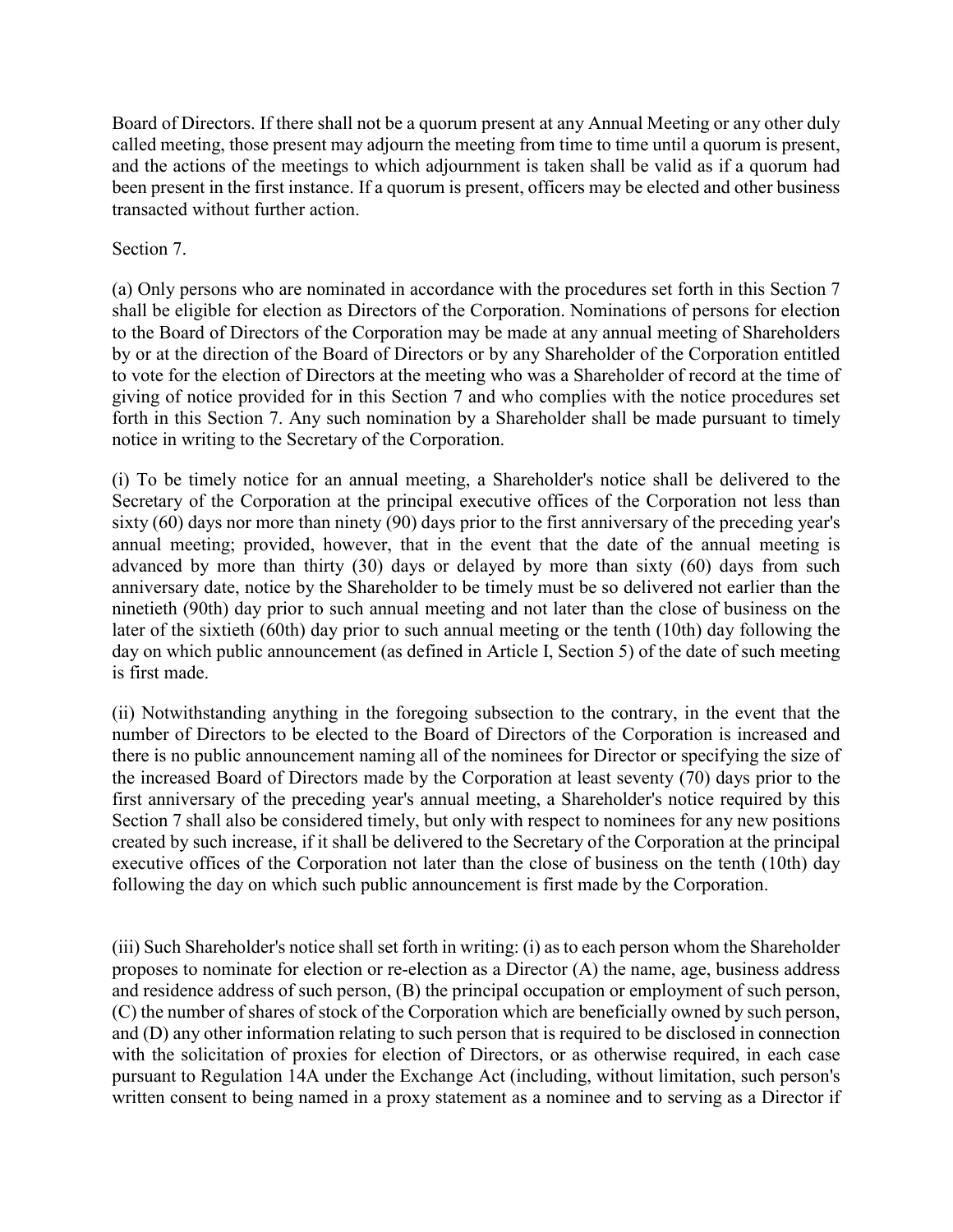Board of Directors. If there shall not be a quorum present at any Annual Meeting or any other duly called meeting, those present may adjourn the meeting from time to time until a quorum is present, and the actions of the meetings to which adjournment is taken shall be valid as if a quorum had been present in the first instance. If a quorum is present, officers may be elected and other business transacted without further action.

Section 7.

(a) Only persons who are nominated in accordance with the procedures set forth in this Section 7 shall be eligible for election as Directors of the Corporation. Nominations of persons for election to the Board of Directors of the Corporation may be made at any annual meeting of Shareholders by or at the direction of the Board of Directors or by any Shareholder of the Corporation entitled to vote for the election of Directors at the meeting who was a Shareholder of record at the time of giving of notice provided for in this Section 7 and who complies with the notice procedures set forth in this Section 7. Any such nomination by a Shareholder shall be made pursuant to timely notice in writing to the Secretary of the Corporation.

(i) To be timely notice for an annual meeting, a Shareholder's notice shall be delivered to the Secretary of the Corporation at the principal executive offices of the Corporation not less than sixty (60) days nor more than ninety (90) days prior to the first anniversary of the preceding year's annual meeting; provided, however, that in the event that the date of the annual meeting is advanced by more than thirty (30) days or delayed by more than sixty (60) days from such anniversary date, notice by the Shareholder to be timely must be so delivered not earlier than the ninetieth (90th) day prior to such annual meeting and not later than the close of business on the later of the sixtieth (60th) day prior to such annual meeting or the tenth (10th) day following the day on which public announcement (as defined in Article I, Section 5) of the date of such meeting is first made.

(ii) Notwithstanding anything in the foregoing subsection to the contrary, in the event that the number of Directors to be elected to the Board of Directors of the Corporation is increased and there is no public announcement naming all of the nominees for Director or specifying the size of the increased Board of Directors made by the Corporation at least seventy (70) days prior to the first anniversary of the preceding year's annual meeting, a Shareholder's notice required by this Section 7 shall also be considered timely, but only with respect to nominees for any new positions created by such increase, if it shall be delivered to the Secretary of the Corporation at the principal executive offices of the Corporation not later than the close of business on the tenth (10th) day following the day on which such public announcement is first made by the Corporation.

(iii) Such Shareholder's notice shall set forth in writing: (i) as to each person whom the Shareholder proposes to nominate for election or re-election as a Director (A) the name, age, business address and residence address of such person, (B) the principal occupation or employment of such person, (C) the number of shares of stock of the Corporation which are beneficially owned by such person, and (D) any other information relating to such person that is required to be disclosed in connection with the solicitation of proxies for election of Directors, or as otherwise required, in each case pursuant to Regulation 14A under the Exchange Act (including, without limitation, such person's written consent to being named in a proxy statement as a nominee and to serving as a Director if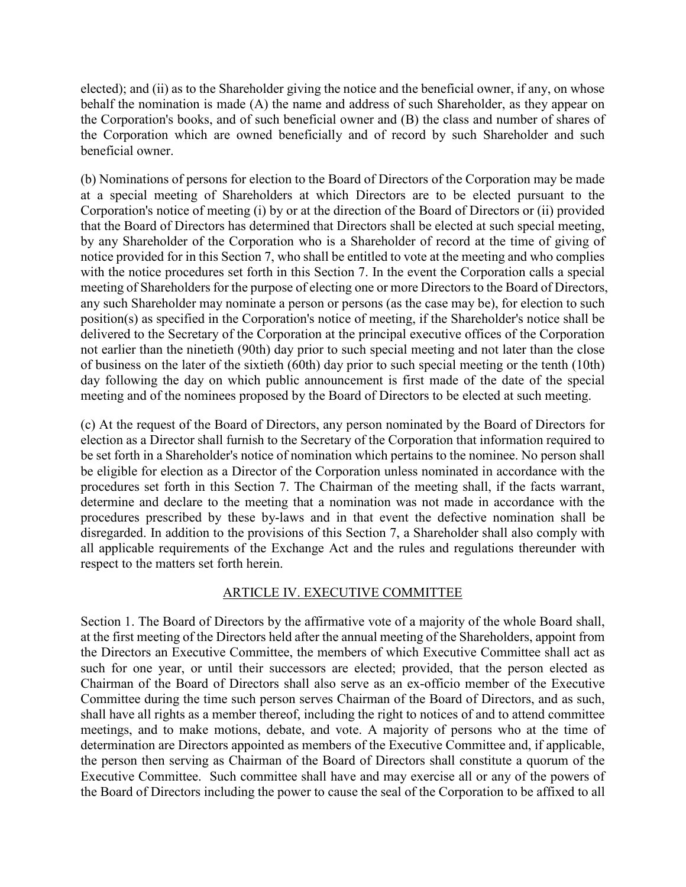elected); and (ii) as to the Shareholder giving the notice and the beneficial owner, if any, on whose behalf the nomination is made (A) the name and address of such Shareholder, as they appear on the Corporation's books, and of such beneficial owner and (B) the class and number of shares of the Corporation which are owned beneficially and of record by such Shareholder and such beneficial owner.

(b) Nominations of persons for election to the Board of Directors of the Corporation may be made at a special meeting of Shareholders at which Directors are to be elected pursuant to the Corporation's notice of meeting (i) by or at the direction of the Board of Directors or (ii) provided that the Board of Directors has determined that Directors shall be elected at such special meeting, by any Shareholder of the Corporation who is a Shareholder of record at the time of giving of notice provided for in this Section 7, who shall be entitled to vote at the meeting and who complies with the notice procedures set forth in this Section 7. In the event the Corporation calls a special meeting of Shareholders for the purpose of electing one or more Directors to the Board of Directors, any such Shareholder may nominate a person or persons (as the case may be), for election to such position(s) as specified in the Corporation's notice of meeting, if the Shareholder's notice shall be delivered to the Secretary of the Corporation at the principal executive offices of the Corporation not earlier than the ninetieth (90th) day prior to such special meeting and not later than the close of business on the later of the sixtieth (60th) day prior to such special meeting or the tenth (10th) day following the day on which public announcement is first made of the date of the special meeting and of the nominees proposed by the Board of Directors to be elected at such meeting.

(c) At the request of the Board of Directors, any person nominated by the Board of Directors for election as a Director shall furnish to the Secretary of the Corporation that information required to be set forth in a Shareholder's notice of nomination which pertains to the nominee. No person shall be eligible for election as a Director of the Corporation unless nominated in accordance with the procedures set forth in this Section 7. The Chairman of the meeting shall, if the facts warrant, determine and declare to the meeting that a nomination was not made in accordance with the procedures prescribed by these by-laws and in that event the defective nomination shall be disregarded. In addition to the provisions of this Section 7, a Shareholder shall also comply with all applicable requirements of the Exchange Act and the rules and regulations thereunder with respect to the matters set forth herein.

## ARTICLE IV. EXECUTIVE COMMITTEE

Section 1. The Board of Directors by the affirmative vote of a majority of the whole Board shall, at the first meeting of the Directors held after the annual meeting of the Shareholders, appoint from the Directors an Executive Committee, the members of which Executive Committee shall act as such for one year, or until their successors are elected; provided, that the person elected as Chairman of the Board of Directors shall also serve as an ex-officio member of the Executive Committee during the time such person serves Chairman of the Board of Directors, and as such, shall have all rights as a member thereof, including the right to notices of and to attend committee meetings, and to make motions, debate, and vote. A majority of persons who at the time of determination are Directors appointed as members of the Executive Committee and, if applicable, the person then serving as Chairman of the Board of Directors shall constitute a quorum of the Executive Committee. Such committee shall have and may exercise all or any of the powers of the Board of Directors including the power to cause the seal of the Corporation to be affixed to all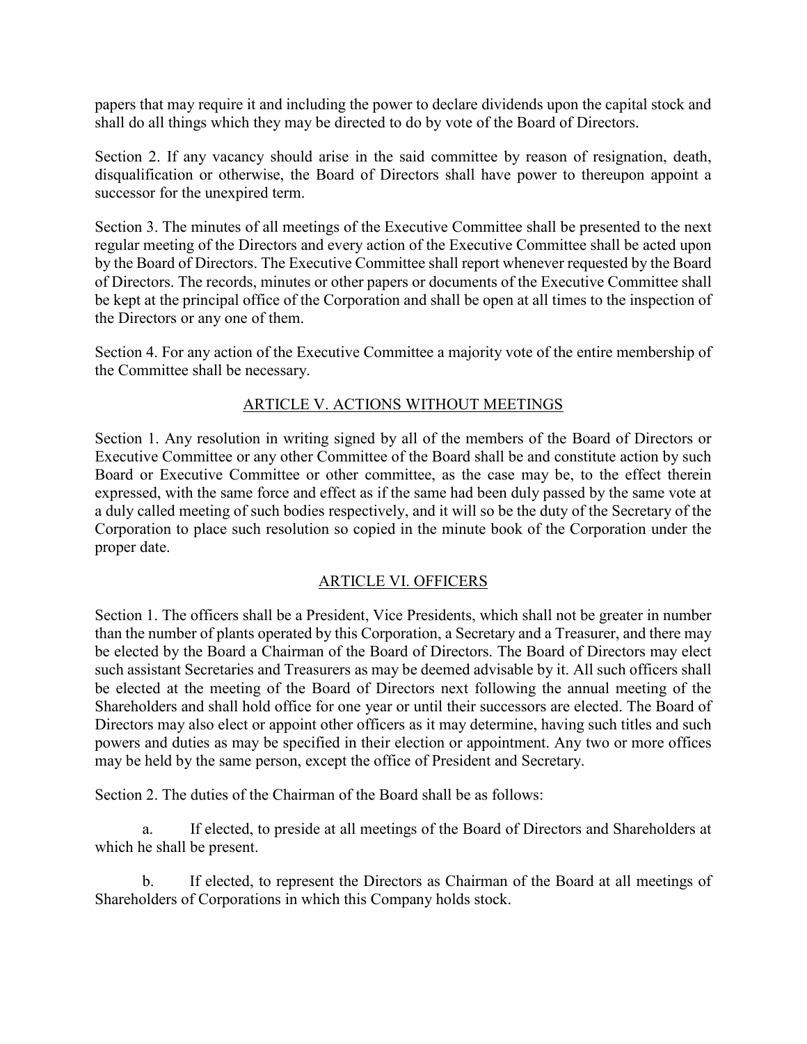papers that may require it and including the power to declare dividends upon the capital stock and shall do all things which they may be directed to do by vote of the Board of Directors.

Section 2. If any vacancy should arise in the said committee by reason of resignation, death, disqualification or otherwise, the Board of Directors shall have power to thereupon appoint a successor for the unexpired term.

Section 3. The minutes of all meetings of the Executive Committee shall be presented to the next regular meeting of the Directors and every action of the Executive Committee shall be acted upon by the Board of Directors. The Executive Committee shall report whenever requested by the Board of Directors. The records, minutes or other papers or documents of the Executive Committee shall be kept at the principal office of the Corporation and shall be open at all times to the inspection of the Directors or any one of them.

Section 4. For any action of the Executive Committee a majority vote of the entire membership of the Committee shall be necessary.

## ARTICLE V. ACTIONS WITHOUT MEETINGS

Section 1. Any resolution in writing signed by all of the members of the Board of Directors or Executive Committee or any other Committee of the Board shall be and constitute action by such Board or Executive Committee or other committee, as the case may be, to the effect therein expressed, with the same force and effect as if the same had been duly passed by the same vote at a duly called meeting of such bodies respectively, and it will so be the duty of the Secretary of the Corporation to place such resolution so copied in the minute book of the Corporation under the proper date.

## ARTICLE VI. OFFICERS

Section 1. The officers shall be a President, Vice Presidents, which shall not be greater in number than the number of plants operated by this Corporation, a Secretary and a Treasurer, and there may be elected by the Board a Chairman of the Board of Directors. The Board of Directors may elect such assistant Secretaries and Treasurers as may be deemed advisable by it. All such officers shall be elected at the meeting of the Board of Directors next following the annual meeting of the Shareholders and shall hold office for one year or until their successors are elected. The Board of Directors may also elect or appoint other officers as it may determine, having such titles and such powers and duties as may be specified in their election or appointment. Any two or more offices may be held by the same person, except the office of President and Secretary.

Section 2. The duties of the Chairman of the Board shall be as follows:

a. If elected, to preside at all meetings of the Board of Directors and Shareholders at which he shall be present.

b. If elected, to represent the Directors as Chairman of the Board at all meetings of Shareholders of Corporations in which this Company holds stock.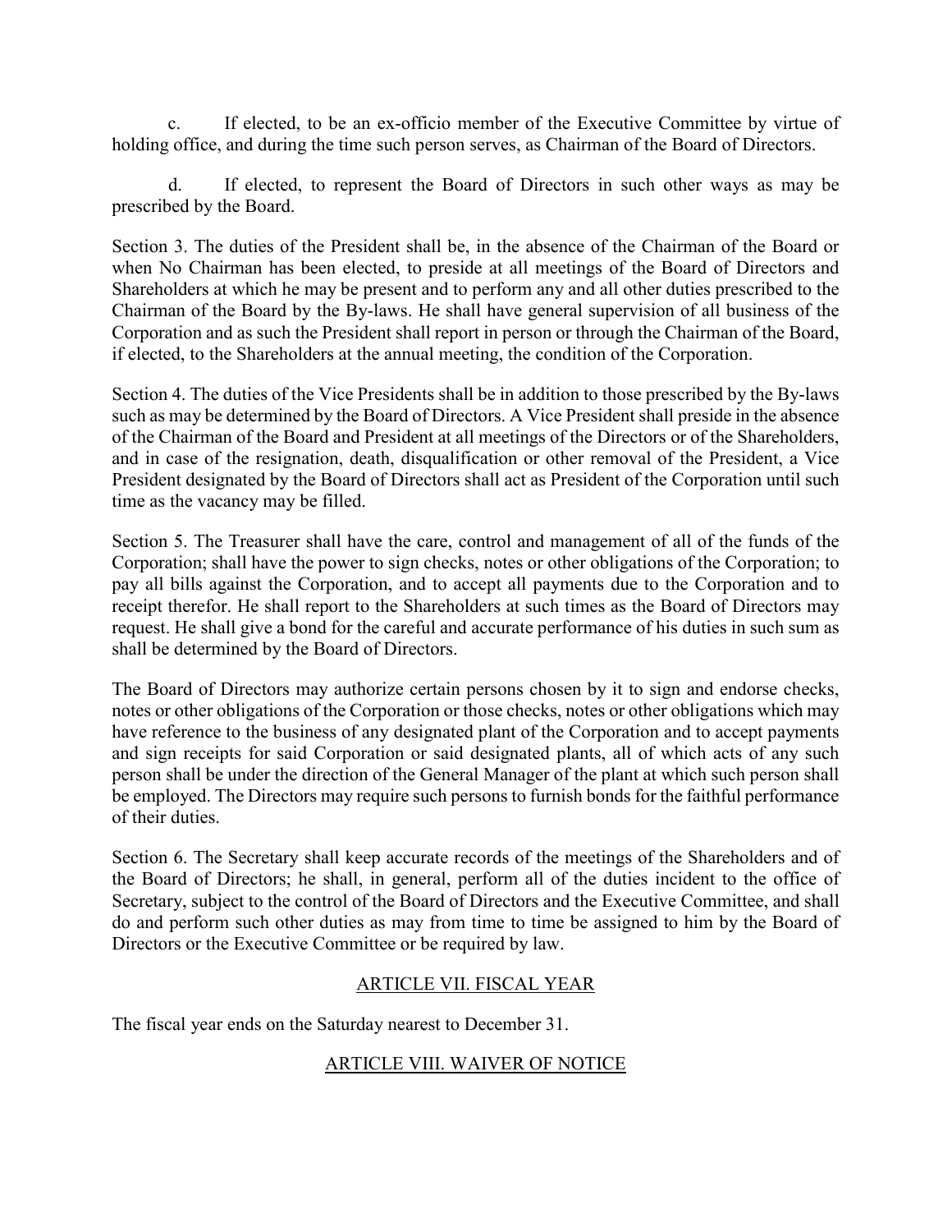c. If elected, to be an ex-officio member of the Executive Committee by virtue of holding office, and during the time such person serves, as Chairman of the Board of Directors.

d. If elected, to represent the Board of Directors in such other ways as may be prescribed by the Board.

Section 3. The duties of the President shall be, in the absence of the Chairman of the Board or when No Chairman has been elected, to preside at all meetings of the Board of Directors and Shareholders at which he may be present and to perform any and all other duties prescribed to the Chairman of the Board by the By-laws. He shall have general supervision of all business of the Corporation and as such the President shall report in person or through the Chairman of the Board, if elected, to the Shareholders at the annual meeting, the condition of the Corporation.

Section 4. The duties of the Vice Presidents shall be in addition to those prescribed by the By-laws such as may be determined by the Board of Directors. A Vice President shall preside in the absence of the Chairman of the Board and President at all meetings of the Directors or of the Shareholders, and in case of the resignation, death, disqualification or other removal of the President, a Vice President designated by the Board of Directors shall act as President of the Corporation until such time as the vacancy may be filled.

Section 5. The Treasurer shall have the care, control and management of all of the funds of the Corporation; shall have the power to sign checks, notes or other obligations of the Corporation; to pay all bills against the Corporation, and to accept all payments due to the Corporation and to receipt therefor. He shall report to the Shareholders at such times as the Board of Directors may request. He shall give a bond for the careful and accurate performance of his duties in such sum as shall be determined by the Board of Directors.

The Board of Directors may authorize certain persons chosen by it to sign and endorse checks, notes or other obligations of the Corporation or those checks, notes or other obligations which may have reference to the business of any designated plant of the Corporation and to accept payments and sign receipts for said Corporation or said designated plants, all of which acts of any such person shall be under the direction of the General Manager of the plant at which such person shall be employed. The Directors may require such persons to furnish bonds for the faithful performance of their duties.

Section 6. The Secretary shall keep accurate records of the meetings of the Shareholders and of the Board of Directors; he shall, in general, perform all of the duties incident to the office of Secretary, subject to the control of the Board of Directors and the Executive Committee, and shall do and perform such other duties as may from time to time be assigned to him by the Board of Directors or the Executive Committee or be required by law.

## ARTICLE VII. FISCAL YEAR

The fiscal year ends on the Saturday nearest to December 31.

## ARTICLE VIII. WAIVER OF NOTICE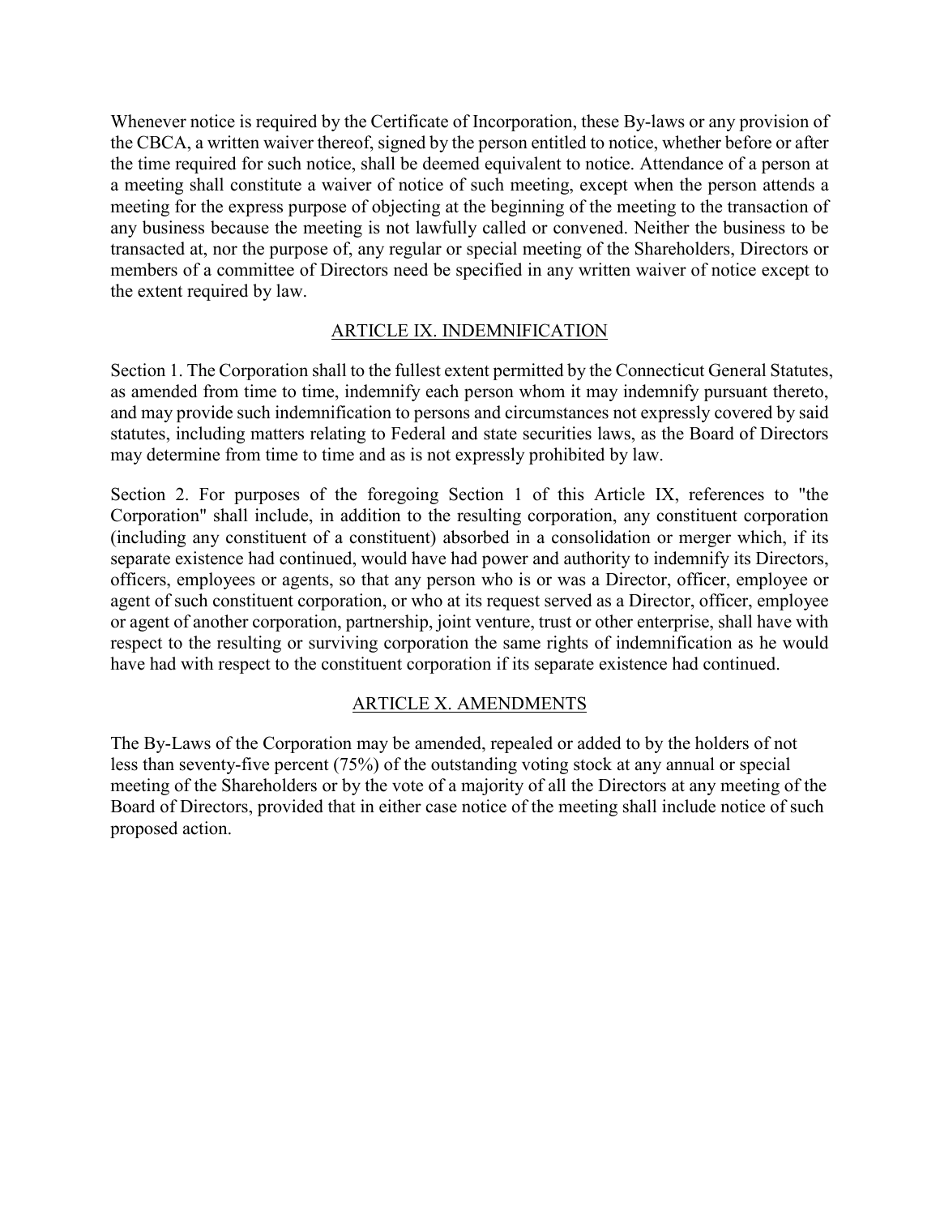Whenever notice is required by the Certificate of Incorporation, these By-laws or any provision of the CBCA, a written waiver thereof, signed by the person entitled to notice, whether before or after the time required for such notice, shall be deemed equivalent to notice. Attendance of a person at a meeting shall constitute a waiver of notice of such meeting, except when the person attends a meeting for the express purpose of objecting at the beginning of the meeting to the transaction of any business because the meeting is not lawfully called or convened. Neither the business to be transacted at, nor the purpose of, any regular or special meeting of the Shareholders, Directors or members of a committee of Directors need be specified in any written waiver of notice except to the extent required by law.

## ARTICLE IX. INDEMNIFICATION

Section 1. The Corporation shall to the fullest extent permitted by the Connecticut General Statutes, as amended from time to time, indemnify each person whom it may indemnify pursuant thereto, and may provide such indemnification to persons and circumstances not expressly covered by said statutes, including matters relating to Federal and state securities laws, as the Board of Directors may determine from time to time and as is not expressly prohibited by law.

Section 2. For purposes of the foregoing Section 1 of this Article IX, references to "the Corporation" shall include, in addition to the resulting corporation, any constituent corporation (including any constituent of a constituent) absorbed in a consolidation or merger which, if its separate existence had continued, would have had power and authority to indemnify its Directors, officers, employees or agents, so that any person who is or was a Director, officer, employee or agent of such constituent corporation, or who at its request served as a Director, officer, employee or agent of another corporation, partnership, joint venture, trust or other enterprise, shall have with respect to the resulting or surviving corporation the same rights of indemnification as he would have had with respect to the constituent corporation if its separate existence had continued.

## ARTICLE X. AMENDMENTS

The By-Laws of the Corporation may be amended, repealed or added to by the holders of not less than seventy-five percent (75%) of the outstanding voting stock at any annual or special meeting of the Shareholders or by the vote of a majority of all the Directors at any meeting of the Board of Directors, provided that in either case notice of the meeting shall include notice of such proposed action.